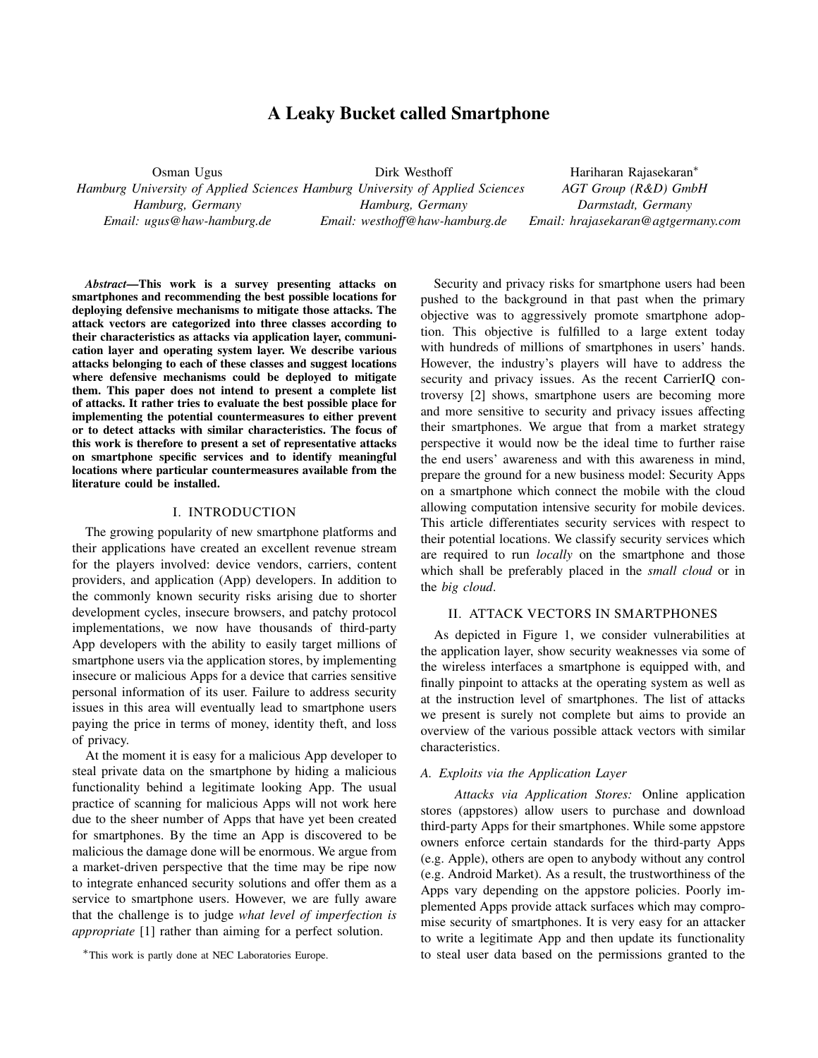# A Leaky Bucket called Smartphone

Osman Ugus
*Hamburg University of Applied Sciences*
*Hamburg, Germany*
*Email: ugus@haw-hamburg.de*

Dirk Westhoff
*Hamburg University of Applied Sciences*
*Hamburg, Germany*
*Email: westhoff@haw-hamburg.de*

Hariharan Rajasekaran*
*AGT Group (R&D) GmbH*
*Darmstadt, Germany*
*Email: hrajasekaran@agtgermany.com*

***Abstract*—This work is a survey presenting attacks on smartphones and recommending the best possible locations for deploying defensive mechanisms to mitigate those attacks. The attack vectors are categorized into three classes according to their characteristics as attacks via application layer, communication layer and operating system layer. We describe various attacks belonging to each of these classes and suggest locations where defensive mechanisms could be deployed to mitigate them. This paper does not intend to present a complete list of attacks. It rather tries to evaluate the best possible place for implementing the potential countermeasures to either prevent or to detect attacks with similar characteristics. The focus of this work is therefore to present a set of representative attacks on smartphone specific services and to identify meaningful locations where particular countermeasures available from the literature could be installed.**

## I. INTRODUCTION

The growing popularity of new smartphone platforms and their applications have created an excellent revenue stream for the players involved: device vendors, carriers, content providers, and application (App) developers. In addition to the commonly known security risks arising due to shorter development cycles, insecure browsers, and patchy protocol implementations, we now have thousands of third-party App developers with the ability to easily target millions of smartphone users via the application stores, by implementing insecure or malicious Apps for a device that carries sensitive personal information of its user. Failure to address security issues in this area will eventually lead to smartphone users paying the price in terms of money, identity theft, and loss of privacy.

At the moment it is easy for a malicious App developer to steal private data on the smartphone by hiding a malicious functionality behind a legitimate looking App. The usual practice of scanning for malicious Apps will not work here due to the sheer number of Apps that have yet been created for smartphones. By the time an App is discovered to be malicious the damage done will be enormous. We argue from a market-driven perspective that the time may be ripe now to integrate enhanced security solutions and offer them as a service to smartphone users. However, we are fully aware that the challenge is to judge *what level of imperfection is appropriate* [1] rather than aiming for a perfect solution.

*This work is partly done at NEC Laboratories Europe.

Security and privacy risks for smartphone users had been pushed to the background in that past when the primary objective was to aggressively promote smartphone adoption. This objective is fulfilled to a large extent today with hundreds of millions of smartphones in users' hands. However, the industry's players will have to address the security and privacy issues. As the recent CarrierIQ controversy [2] shows, smartphone users are becoming more and more sensitive to security and privacy issues affecting their smartphones. We argue that from a market strategy perspective it would now be the ideal time to further raise the end users' awareness and with this awareness in mind, prepare the ground for a new business model: Security Apps on a smartphone which connect the mobile with the cloud allowing computation intensive security for mobile devices. This article differentiates security services with respect to their potential locations. We classify security services which are required to run *locally* on the smartphone and those which shall be preferably placed in the *small cloud* or in the *big cloud*.

## II. ATTACK VECTORS IN SMARTPHONES

As depicted in Figure 1, we consider vulnerabilities at the application layer, show security weaknesses via some of the wireless interfaces a smartphone is equipped with, and finally pinpoint to attacks at the operating system as well as at the instruction level of smartphones. The list of attacks we present is surely not complete but aims to provide an overview of the various possible attack vectors with similar characteristics.

### A. Exploits via the Application Layer

*Attacks via Application Stores:* Online application stores (appstores) allow users to purchase and download third-party Apps for their smartphones. While some appstore owners enforce certain standards for the third-party Apps (e.g. Apple), others are open to anybody without any control (e.g. Android Market). As a result, the trustworthiness of the Apps vary depending on the appstore policies. Poorly implemented Apps provide attack surfaces which may compromise security of smartphones. It is very easy for an attacker to write a legitimate App and then update its functionality to steal user data based on the permissions granted to the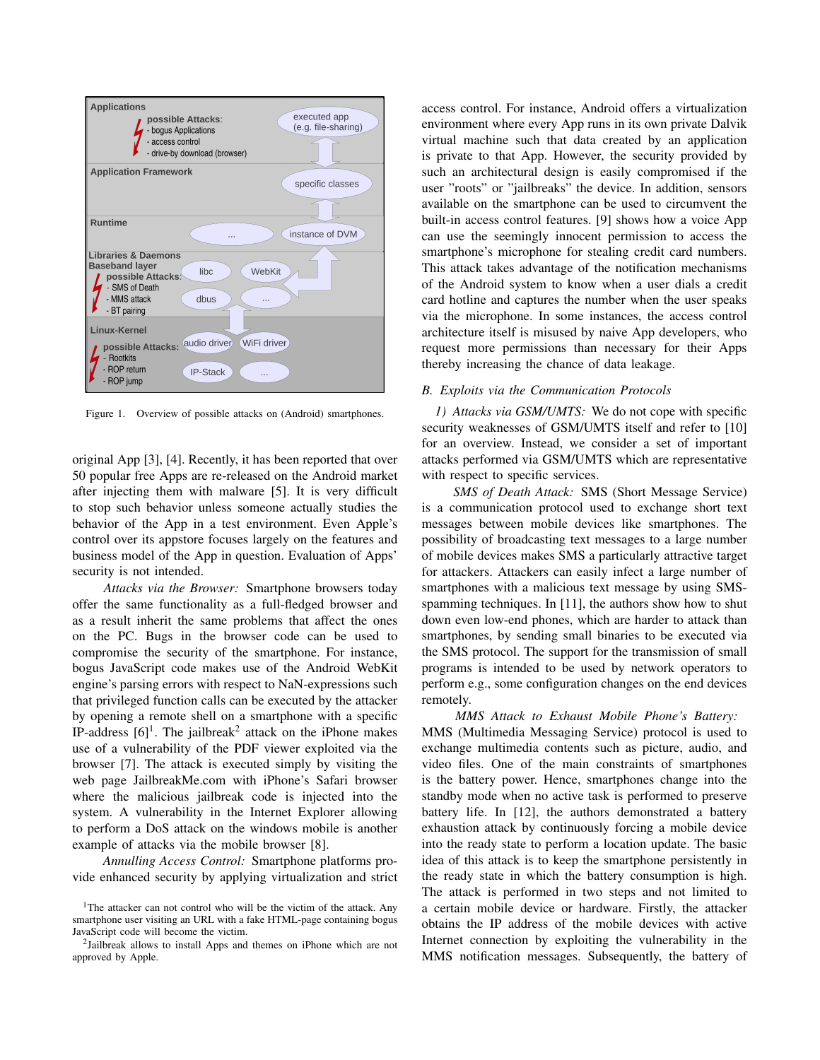Applications

possible Attacks:
- bogus Applications
- access control
- drive-by download (browser)

executed app
(e.g. file-sharing)

Application Framework

specific classes

Runtime

...

instance of DVM

Libraries & Daemons
Baseband layer

possible Attacks:
- SMS of Death
- MMS attack
- BT pairing

libc

WebKit

dbus

...

Linux-Kernel

possible Attacks:
- Rootkits
- ROP return
- ROP jump

audio driver

WiFi driver

IP-Stack

...

Figure 1. Overview of possible attacks on (Android) smartphones.

original App [3], [4]. Recently, it has been reported that over 50 popular free Apps are re-released on the Android market after injecting them with malware [5]. It is very difficult to stop such behavior unless someone actually studies the behavior of the App in a test environment. Even Apple's control over its appstore focuses largely on the features and business model of the App in question. Evaluation of Apps' security is not intended.

*Attacks via the Browser:* Smartphone browsers today offer the same functionality as a full-fledged browser and as a result inherit the same problems that affect the ones on the PC. Bugs in the browser code can be used to compromise the security of the smartphone. For instance, bogus JavaScript code makes use of the Android WebKit engine's parsing errors with respect to NaN-expressions such that privileged function calls can be executed by the attacker by opening a remote shell on a smartphone with a specific IP-address [6][1]. The jailbreak[2] attack on the iPhone makes use of a vulnerability of the PDF viewer exploited via the browser [7]. The attack is executed simply by visiting the web page JailbreakMe.com with iPhone's Safari browser where the malicious jailbreak code is injected into the system. A vulnerability in the Internet Explorer allowing to perform a DoS attack on the windows mobile is another example of attacks via the mobile browser [8].

*Annulling Access Control:* Smartphone platforms provide enhanced security by applying virtualization and strict access control. For instance, Android offers a virtualization environment where every App runs in its own private Dalvik virtual machine such that data created by an application is private to that App. However, the security provided by such an architectural design is easily compromised if the user "roots" or "jailbreaks" the device. In addition, sensors available on the smartphone can be used to circumvent the built-in access control features. [9] shows how a voice App can use the seemingly innocent permission to access the smartphone's microphone for stealing credit card numbers. This attack takes advantage of the notification mechanisms of the Android system to know when a user dials a credit card hotline and captures the number when the user speaks via the microphone. In some instances, the access control architecture itself is misused by naive App developers, who request more permissions than necessary for their Apps thereby increasing the chance of data leakage.

### *B. Exploits via the Communication Protocols*

*1) Attacks via GSM/UMTS:* We do not cope with specific security weaknesses of GSM/UMTS itself and refer to [10] for an overview. Instead, we consider a set of important attacks performed via GSM/UMTS which are representative with respect to specific services.

*SMS of Death Attack:* SMS (Short Message Service) is a communication protocol used to exchange short text messages between mobile devices like smartphones. The possibility of broadcasting text messages to a large number of mobile devices makes SMS a particularly attractive target for attackers. Attackers can easily infect a large number of smartphones with a malicious text message by using SMS-spamming techniques. In [11], the authors show how to shut down even low-end phones, which are harder to attack than smartphones, by sending small binaries to be executed via the SMS protocol. The support for the transmission of small programs is intended to be used by network operators to perform e.g., some configuration changes on the end devices remotely.

*MMS Attack to Exhaust Mobile Phone's Battery:* MMS (Multimedia Messaging Service) protocol is used to exchange multimedia contents such as picture, audio, and video files. One of the main constraints of smartphones is the battery power. Hence, smartphones change into the standby mode when no active task is performed to preserve battery life. In [12], the authors demonstrated a battery exhaustion attack by continuously forcing a mobile device into the ready state to perform a location update. The basic idea of this attack is to keep the smartphone persistently in the ready state in which the battery consumption is high. The attack is performed in two steps and not limited to a certain mobile device or hardware. Firstly, the attacker obtains the IP address of the mobile devices with active Internet connection by exploiting the vulnerability in the MMS notification messages. Subsequently, the battery of

[1]The attacker can not control who will be the victim of the attack. Any smartphone user visiting an URL with a fake HTML-page containing bogus JavaScript code will become the victim.

[2]Jailbreak allows to install Apps and themes on iPhone which are not approved by Apple.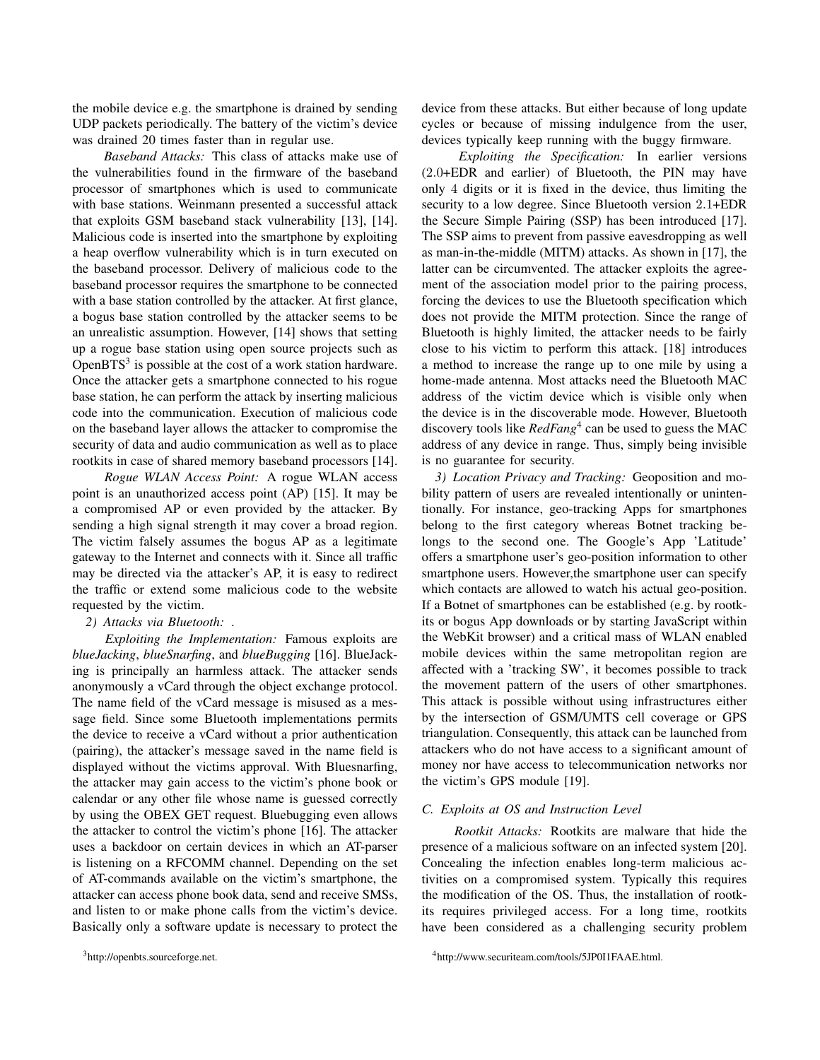the mobile device e.g. the smartphone is drained by sending UDP packets periodically. The battery of the victim's device was drained 20 times faster than in regular use.

*Baseband Attacks:* This class of attacks make use of the vulnerabilities found in the firmware of the baseband processor of smartphones which is used to communicate with base stations. Weinmann presented a successful attack that exploits GSM baseband stack vulnerability [13], [14]. Malicious code is inserted into the smartphone by exploiting a heap overflow vulnerability which is in turn executed on the baseband processor. Delivery of malicious code to the baseband processor requires the smartphone to be connected with a base station controlled by the attacker. At first glance, a bogus base station controlled by the attacker seems to be an unrealistic assumption. However, [14] shows that setting up a rogue base station using open source projects such as OpenBTS[3] is possible at the cost of a work station hardware. Once the attacker gets a smartphone connected to his rogue base station, he can perform the attack by inserting malicious code into the communication. Execution of malicious code on the baseband layer allows the attacker to compromise the security of data and audio communication as well as to place rootkits in case of shared memory baseband processors [14].

*Rogue WLAN Access Point:* A rogue WLAN access point is an unauthorized access point (AP) [15]. It may be a compromised AP or even provided by the attacker. By sending a high signal strength it may cover a broad region. The victim falsely assumes the bogus AP as a legitimate gateway to the Internet and connects with it. Since all traffic may be directed via the attacker's AP, it is easy to redirect the traffic or extend some malicious code to the website requested by the victim.

*2) Attacks via Bluetooth:* .

*Exploiting the Implementation:* Famous exploits are *blueJacking*, *blueSnarfing*, and *blueBugging* [16]. BlueJacking is principally an harmless attack. The attacker sends anonymously a vCard through the object exchange protocol. The name field of the vCard message is misused as a message field. Since some Bluetooth implementations permits the device to receive a vCard without a prior authentication (pairing), the attacker's message saved in the name field is displayed without the victims approval. With Bluesnarfing, the attacker may gain access to the victim's phone book or calendar or any other file whose name is guessed correctly by using the OBEX GET request. Bluebugging even allows the attacker to control the victim's phone [16]. The attacker uses a backdoor on certain devices in which an AT-parser is listening on a RFCOMM channel. Depending on the set of AT-commands available on the victim's smartphone, the attacker can access phone book data, send and receive SMSs, and listen to or make phone calls from the victim's device. Basically only a software update is necessary to protect the device from these attacks. But either because of long update cycles or because of missing indulgence from the user, devices typically keep running with the buggy firmware.

*Exploiting the Specification:* In earlier versions (2.0+EDR and earlier) of Bluetooth, the PIN may have only 4 digits or it is fixed in the device, thus limiting the security to a low degree. Since Bluetooth version 2.1+EDR the Secure Simple Pairing (SSP) has been introduced [17]. The SSP aims to prevent from passive eavesdropping as well as man-in-the-middle (MITM) attacks. As shown in [17], the latter can be circumvented. The attacker exploits the agreement of the association model prior to the pairing process, forcing the devices to use the Bluetooth specification which does not provide the MITM protection. Since the range of Bluetooth is highly limited, the attacker needs to be fairly close to his victim to perform this attack. [18] introduces a method to increase the range up to one mile by using a home-made antenna. Most attacks need the Bluetooth MAC address of the victim device which is visible only when the device is in the discoverable mode. However, Bluetooth discovery tools like *RedFang*[4] can be used to guess the MAC address of any device in range. Thus, simply being invisible is no guarantee for security.

*3) Location Privacy and Tracking:* Geoposition and mobility pattern of users are revealed intentionally or unintentionally. For instance, geo-tracking Apps for smartphones belong to the first category whereas Botnet tracking belongs to the second one. The Google's App 'Latitude' offers a smartphone user's geo-position information to other smartphone users. However,the smartphone user can specify which contacts are allowed to watch his actual geo-position. If a Botnet of smartphones can be established (e.g. by rootkits or bogus App downloads or by starting JavaScript within the WebKit browser) and a critical mass of WLAN enabled mobile devices within the same metropolitan region are affected with a 'tracking SW', it becomes possible to track the movement pattern of the users of other smartphones. This attack is possible without using infrastructures either by the intersection of GSM/UMTS cell coverage or GPS triangulation. Consequently, this attack can be launched from attackers who do not have access to a significant amount of money nor have access to telecommunication networks nor the victim's GPS module [19].

### *C. Exploits at OS and Instruction Level*

*Rootkit Attacks:* Rootkits are malware that hide the presence of a malicious software on an infected system [20]. Concealing the infection enables long-term malicious activities on a compromised system. Typically this requires the modification of the OS. Thus, the installation of rootkits requires privileged access. For a long time, rootkits have been considered as a challenging security problem

[3] http://openbts.sourceforge.net.

[4] http://www.securiteam.com/tools/5JP0I1FAAE.html.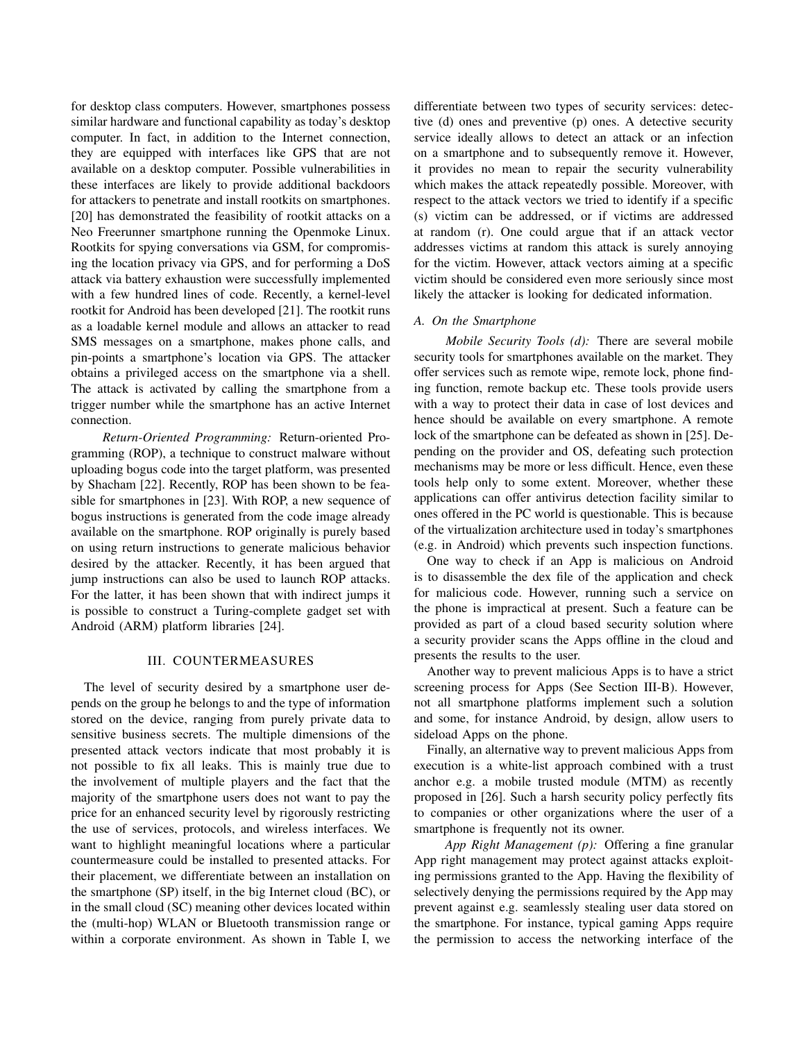for desktop class computers. However, smartphones possess similar hardware and functional capability as today's desktop computer. In fact, in addition to the Internet connection, they are equipped with interfaces like GPS that are not available on a desktop computer. Possible vulnerabilities in these interfaces are likely to provide additional backdoors for attackers to penetrate and install rootkits on smartphones. [20] has demonstrated the feasibility of rootkit attacks on a Neo Freerunner smartphone running the Openmoke Linux. Rootkits for spying conversations via GSM, for compromising the location privacy via GPS, and for performing a DoS attack via battery exhaustion were successfully implemented with a few hundred lines of code. Recently, a kernel-level rootkit for Android has been developed [21]. The rootkit runs as a loadable kernel module and allows an attacker to read SMS messages on a smartphone, makes phone calls, and pin-points a smartphone's location via GPS. The attacker obtains a privileged access on the smartphone via a shell. The attack is activated by calling the smartphone from a trigger number while the smartphone has an active Internet connection.

*Return-Oriented Programming:* Return-oriented Programming (ROP), a technique to construct malware without uploading bogus code into the target platform, was presented by Shacham [22]. Recently, ROP has been shown to be feasible for smartphones in [23]. With ROP, a new sequence of bogus instructions is generated from the code image already available on the smartphone. ROP originally is purely based on using return instructions to generate malicious behavior desired by the attacker. Recently, it has been argued that jump instructions can also be used to launch ROP attacks. For the latter, it has been shown that with indirect jumps it is possible to construct a Turing-complete gadget set with Android (ARM) platform libraries [24].

## III. COUNTERMEASURES

The level of security desired by a smartphone user depends on the group he belongs to and the type of information stored on the device, ranging from purely private data to sensitive business secrets. The multiple dimensions of the presented attack vectors indicate that most probably it is not possible to fix all leaks. This is mainly true due to the involvement of multiple players and the fact that the majority of the smartphone users does not want to pay the price for an enhanced security level by rigorously restricting the use of services, protocols, and wireless interfaces. We want to highlight meaningful locations where a particular countermeasure could be installed to presented attacks. For their placement, we differentiate between an installation on the smartphone (SP) itself, in the big Internet cloud (BC), or in the small cloud (SC) meaning other devices located within the (multi-hop) WLAN or Bluetooth transmission range or within a corporate environment. As shown in Table I, we differentiate between two types of security services: detective (d) ones and preventive (p) ones. A detective security service ideally allows to detect an attack or an infection on a smartphone and to subsequently remove it. However, it provides no mean to repair the security vulnerability which makes the attack repeatedly possible. Moreover, with respect to the attack vectors we tried to identify if a specific (s) victim can be addressed, or if victims are addressed at random (r). One could argue that if an attack vector addresses victims at random this attack is surely annoying for the victim. However, attack vectors aiming at a specific victim should be considered even more seriously since most likely the attacker is looking for dedicated information.

### A. On the Smartphone

*Mobile Security Tools (d):* There are several mobile security tools for smartphones available on the market. They offer services such as remote wipe, remote lock, phone finding function, remote backup etc. These tools provide users with a way to protect their data in case of lost devices and hence should be available on every smartphone. A remote lock of the smartphone can be defeated as shown in [25]. Depending on the provider and OS, defeating such protection mechanisms may be more or less difficult. Hence, even these tools help only to some extent. Moreover, whether these applications can offer antivirus detection facility similar to ones offered in the PC world is questionable. This is because of the virtualization architecture used in today's smartphones (e.g. in Android) which prevents such inspection functions.

One way to check if an App is malicious on Android is to disassemble the dex file of the application and check for malicious code. However, running such a service on the phone is impractical at present. Such a feature can be provided as part of a cloud based security solution where a security provider scans the Apps offline in the cloud and presents the results to the user.

Another way to prevent malicious Apps is to have a strict screening process for Apps (See Section III-B). However, not all smartphone platforms implement such a solution and some, for instance Android, by design, allow users to sideload Apps on the phone.

Finally, an alternative way to prevent malicious Apps from execution is a white-list approach combined with a trust anchor e.g. a mobile trusted module (MTM) as recently proposed in [26]. Such a harsh security policy perfectly fits to companies or other organizations where the user of a smartphone is frequently not its owner.

*App Right Management (p):* Offering a fine granular App right management may protect against attacks exploiting permissions granted to the App. Having the flexibility of selectively denying the permissions required by the App may prevent against e.g. seamlessly stealing user data stored on the smartphone. For instance, typical gaming Apps require the permission to access the networking interface of the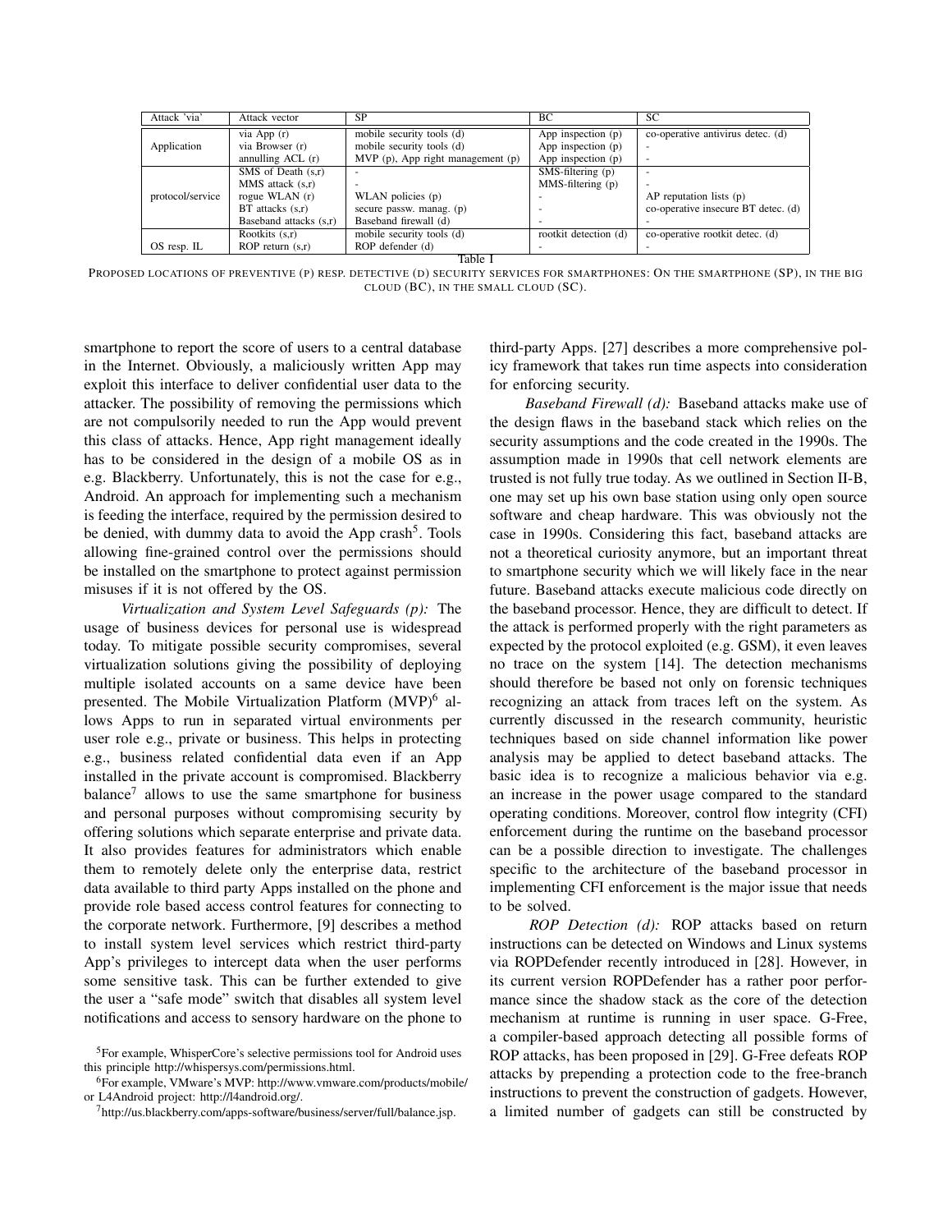| Attack 'via' | Attack vector | SP | BC | SC |
|---|---|---|---|---|
| Application | via App (r) | mobile security tools (d) | App inspection (p) | co-operative antivirus detec. (d) |
| | via Browser (r) | mobile security tools (d) | App inspection (p) | - |
| | annulling ACL (r) | MVP (p), App right management (p) | App inspection (p) | - |
| protocol/service | SMS of Death (s,r) | - | SMS-filtering (p) | - |
| | MMS attack (s,r) | - | MMS-filtering (p) | - |
| | rogue WLAN (r) | WLAN policies (p) | - | AP reputation lists (p) |
| | BT attacks (s,r) | secure passw. manag. (p) | - | co-operative insecure BT detec. (d) |
| | Baseband attacks (s,r) | Baseband firewall (d) | - | - |
| OS resp. IL | Rootkits (s,r) | mobile security tools (d) | rootkit detection (d) | co-operative rootkit detec. (d) |
| | ROP return (s,r) | ROP defender (d) | - | - |

Table I
PROPOSED LOCATIONS OF PREVENTIVE (P) RESP. DETECTIVE (D) SECURITY SERVICES FOR SMARTPHONES: ON THE SMARTPHONE (SP), IN THE BIG CLOUD (BC), IN THE SMALL CLOUD (SC).

smartphone to report the score of users to a central database in the Internet. Obviously, a maliciously written App may exploit this interface to deliver confidential user data to the attacker. The possibility of removing the permissions which are not compulsorily needed to run the App would prevent this class of attacks. Hence, App right management ideally has to be considered in the design of a mobile OS as in e.g. Blackberry. Unfortunately, this is not the case for e.g., Android. An approach for implementing such a mechanism is feeding the interface, required by the permission desired to be denied, with dummy data to avoid the App crash[5]. Tools allowing fine-grained control over the permissions should be installed on the smartphone to protect against permission misuses if it is not offered by the OS.

*Virtualization and System Level Safeguards (p):* The usage of business devices for personal use is widespread today. To mitigate possible security compromises, several virtualization solutions giving the possibility of deploying multiple isolated accounts on a same device have been presented. The Mobile Virtualization Platform (MVP)[6] allows Apps to run in separated virtual environments per user role e.g., private or business. This helps in protecting e.g., business related confidential data even if an App installed in the private account is compromised. Blackberry balance[7] allows to use the same smartphone for business and personal purposes without compromising security by offering solutions which separate enterprise and private data. It also provides features for administrators which enable them to remotely delete only the enterprise data, restrict data available to third party Apps installed on the phone and provide role based access control features for connecting to the corporate network. Furthermore, [9] describes a method to install system level services which restrict third-party App's privileges to intercept data when the user performs some sensitive task. This can be further extended to give the user a "safe mode" switch that disables all system level notifications and access to sensory hardware on the phone to third-party Apps. [27] describes a more comprehensive policy framework that takes run time aspects into consideration for enforcing security.

*Baseband Firewall (d):* Baseband attacks make use of the design flaws in the baseband stack which relies on the security assumptions and the code created in the 1990s. The assumption made in 1990s that cell network elements are trusted is not fully true today. As we outlined in Section II-B, one may set up his own base station using only open source software and cheap hardware. This was obviously not the case in 1990s. Considering this fact, baseband attacks are not a theoretical curiosity anymore, but an important threat to smartphone security which we will likely face in the near future. Baseband attacks execute malicious code directly on the baseband processor. Hence, they are difficult to detect. If the attack is performed properly with the right parameters as expected by the protocol exploited (e.g. GSM), it even leaves no trace on the system [14]. The detection mechanisms should therefore be based not only on forensic techniques recognizing an attack from traces left on the system. As currently discussed in the research community, heuristic techniques based on side channel information like power analysis may be applied to detect baseband attacks. The basic idea is to recognize a malicious behavior via e.g. an increase in the power usage compared to the standard operating conditions. Moreover, control flow integrity (CFI) enforcement during the runtime on the baseband processor can be a possible direction to investigate. The challenges specific to the architecture of the baseband processor in implementing CFI enforcement is the major issue that needs to be solved.

*ROP Detection (d):* ROP attacks based on return instructions can be detected on Windows and Linux systems via ROPDefender recently introduced in [28]. However, in its current version ROPDefender has a rather poor performance since the shadow stack as the core of the detection mechanism at runtime is running in user space. G-Free, a compiler-based approach detecting all possible forms of ROP attacks, has been proposed in [29]. G-Free defeats ROP attacks by prepending a protection code to the free-branch instructions to prevent the construction of gadgets. However, a limited number of gadgets can still be constructed by

[5] For example, WhisperCore's selective permissions tool for Android uses this principle http://whispersys.com/permissions.html.

[6] For example, VMware's MVP: http://www.vmware.com/products/mobile/ or L4Android project: http://l4android.org/.

[7] http://us.blackberry.com/apps-software/business/server/full/balance.jsp.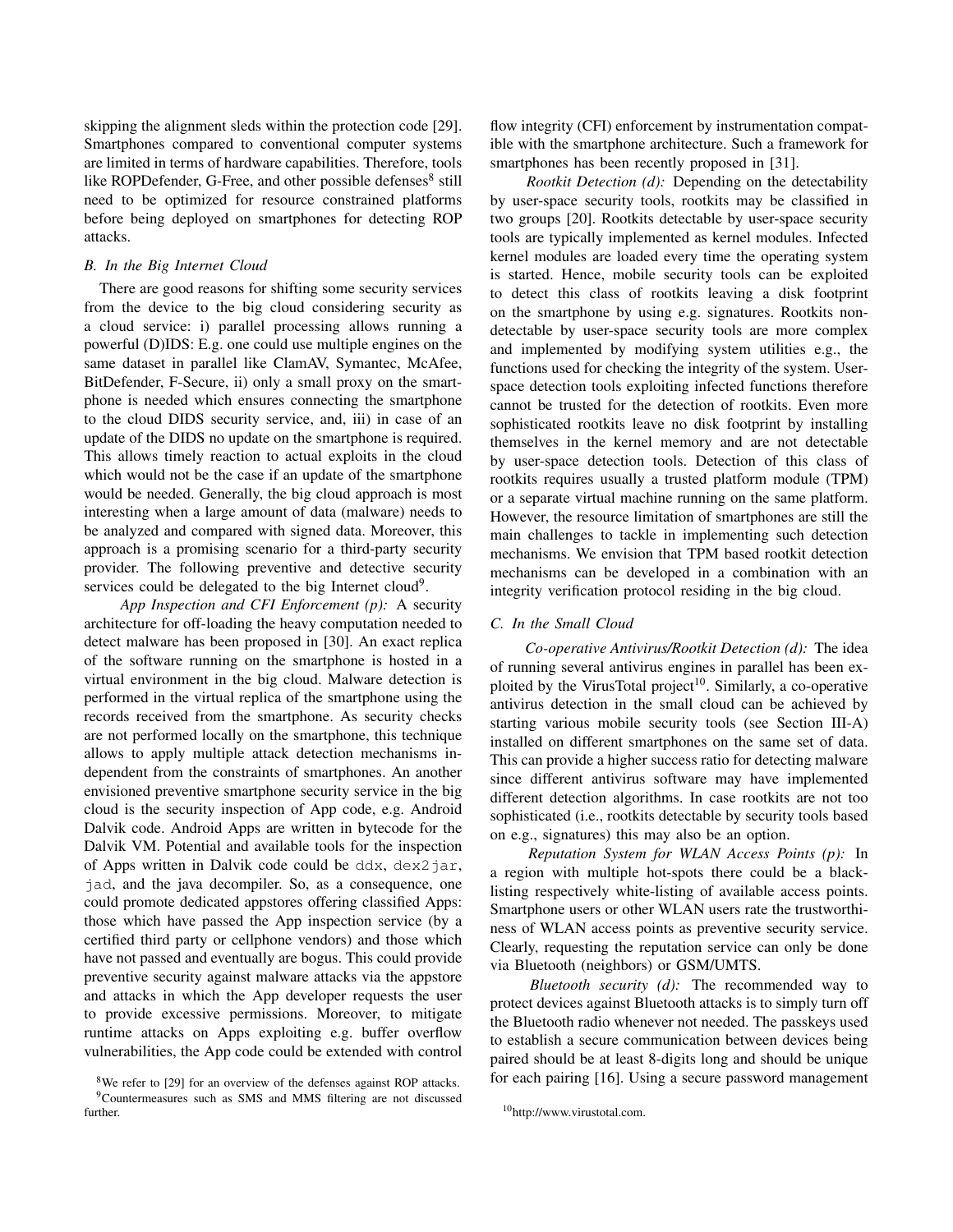skipping the alignment sleds within the protection code [29]. Smartphones compared to conventional computer systems are limited in terms of hardware capabilities. Therefore, tools like ROPDefender, G-Free, and other possible defenses[8] still need to be optimized for resource constrained platforms before being deployed on smartphones for detecting ROP attacks.

### B. In the Big Internet Cloud

There are good reasons for shifting some security services from the device to the big cloud considering security as a cloud service: i) parallel processing allows running a powerful (D)IDS: E.g. one could use multiple engines on the same dataset in parallel like ClamAV, Symantec, McAfee, BitDefender, F-Secure, ii) only a small proxy on the smartphone is needed which ensures connecting the smartphone to the cloud DIDS security service, and, iii) in case of an update of the DIDS no update on the smartphone is required. This allows timely reaction to actual exploits in the cloud which would not be the case if an update of the smartphone would be needed. Generally, the big cloud approach is most interesting when a large amount of data (malware) needs to be analyzed and compared with signed data. Moreover, this approach is a promising scenario for a third-party security provider. The following preventive and detective security services could be delegated to the big Internet cloud[9].

*App Inspection and CFI Enforcement (p):* A security architecture for off-loading the heavy computation needed to detect malware has been proposed in [30]. An exact replica of the software running on the smartphone is hosted in a virtual environment in the big cloud. Malware detection is performed in the virtual replica of the smartphone using the records received from the smartphone. As security checks are not performed locally on the smartphone, this technique allows to apply multiple attack detection mechanisms independent from the constraints of smartphones. An another envisioned preventive smartphone security service in the big cloud is the security inspection of App code, e.g. Android Dalvik code. Android Apps are written in bytecode for the Dalvik VM. Potential and available tools for the inspection of Apps written in Dalvik code could be `ddx`, `dex2jar`, `jad`, and the java decompiler. So, as a consequence, one could promote dedicated appstores offering classified Apps: those which have passed the App inspection service (by a certified third party or cellphone vendors) and those which have not passed and eventually are bogus. This could provide preventive security against malware attacks via the appstore and attacks in which the App developer requests the user to provide excessive permissions. Moreover, to mitigate runtime attacks on Apps exploiting e.g. buffer overflow vulnerabilities, the App code could be extended with control flow integrity (CFI) enforcement by instrumentation compatible with the smartphone architecture. Such a framework for smartphones has been recently proposed in [31].

*Rootkit Detection (d):* Depending on the detectability by user-space security tools, rootkits may be classified in two groups [20]. Rootkits detectable by user-space security tools are typically implemented as kernel modules. Infected kernel modules are loaded every time the operating system is started. Hence, mobile security tools can be exploited to detect this class of rootkits leaving a disk footprint on the smartphone by using e.g. signatures. Rootkits non-detectable by user-space security tools are more complex and implemented by modifying system utilities e.g., the functions used for checking the integrity of the system. User-space detection tools exploiting infected functions therefore cannot be trusted for the detection of rootkits. Even more sophisticated rootkits leave no disk footprint by installing themselves in the kernel memory and are not detectable by user-space detection tools. Detection of this class of rootkits requires usually a trusted platform module (TPM) or a separate virtual machine running on the same platform. However, the resource limitation of smartphones are still the main challenges to tackle in implementing such detection mechanisms. We envision that TPM based rootkit detection mechanisms can be developed in a combination with an integrity verification protocol residing in the big cloud.

### C. In the Small Cloud

*Co-operative Antivirus/Rootkit Detection (d):* The idea of running several antivirus engines in parallel has been exploited by the VirusTotal project[10]. Similarly, a co-operative antivirus detection in the small cloud can be achieved by starting various mobile security tools (see Section III-A) installed on different smartphones on the same set of data. This can provide a higher success ratio for detecting malware since different antivirus software may have implemented different detection algorithms. In case rootkits are not too sophisticated (i.e., rootkits detectable by security tools based on e.g., signatures) this may also be an option.

*Reputation System for WLAN Access Points (p):* In a region with multiple hot-spots there could be a black-listing respectively white-listing of available access points. Smartphone users or other WLAN users rate the trustworthiness of WLAN access points as preventive security service. Clearly, requesting the reputation service can only be done via Bluetooth (neighbors) or GSM/UMTS.

*Bluetooth security (d):* The recommended way to protect devices against Bluetooth attacks is to simply turn off the Bluetooth radio whenever not needed. The passkeys used to establish a secure communication between devices being paired should be at least 8-digits long and should be unique for each pairing [16]. Using a secure password management

[8] We refer to [29] for an overview of the defenses against ROP attacks.

[9] Countermeasures such as SMS and MMS filtering are not discussed further.

[10] http://www.virustotal.com.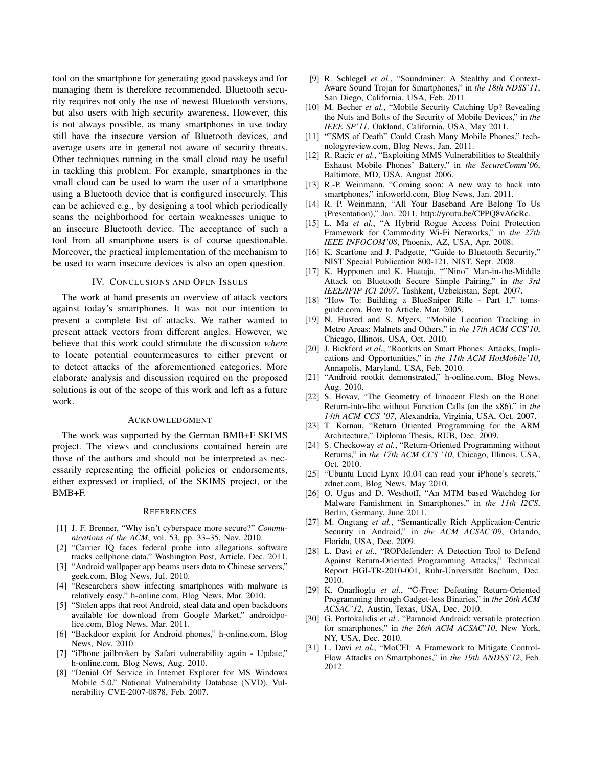tool on the smartphone for generating good passkeys and for managing them is therefore recommended. Bluetooth security requires not only the use of newest Bluetooth versions, but also users with high security awareness. However, this is not always possible, as many smartphones in use today still have the insecure version of Bluetooth devices, and average users are in general not aware of security threats. Other techniques running in the small cloud may be useful in tackling this problem. For example, smartphones in the small cloud can be used to warn the user of a smartphone using a Bluetooth device that is configured insecurely. This can be achieved e.g., by designing a tool which periodically scans the neighborhood for certain weaknesses unique to an insecure Bluetooth device. The acceptance of such a tool from all smartphone users is of course questionable. Moreover, the practical implementation of the mechanism to be used to warn insecure devices is also an open question.

## IV. Conclusions and Open Issues

The work at hand presents an overview of attack vectors against today's smartphones. It was not our intention to present a complete list of attacks. We rather wanted to present attack vectors from different angles. However, we believe that this work could stimulate the discussion *where* to locate potential countermeasures to either prevent or to detect attacks of the aforementioned categories. More elaborate analysis and discussion required on the proposed solutions is out of the scope of this work and left as a future work.

## Acknowledgment

The work was supported by the German BMB+F SKIMS project. The views and conclusions contained herein are those of the authors and should not be interpreted as necessarily representing the official policies or endorsements, either expressed or implied, of the SKIMS project, or the BMB+F.

## References

[1] J. F. Brenner, "Why isn't cyberspace more secure?" *Communications of the ACM*, vol. 53, pp. 33–35, Nov. 2010.

[2] "Carrier IQ faces federal probe into allegations software tracks cellphone data," Washington Post, Article, Dec. 2011.

[3] "Android wallpaper app beams users data to Chinese servers," geek.com, Blog News, Jul. 2010.

[4] "Researchers show infecting smartphones with malware is relatively easy," h-online.com, Blog News, Mar. 2010.

[5] "Stolen apps that root Android, steal data and open backdoors available for download from Google Market," androidpolice.com, Blog News, Mar. 2011.

[6] "Backdoor exploit for Android phones," h-online.com, Blog News, Nov. 2010.

[7] "iPhone jailbroken by Safari vulnerability again - Update," h-online.com, Blog News, Aug. 2010.

[8] "Denial Of Service in Internet Explorer for MS Windows Mobile 5.0," National Vulnerability Database (NVD), Vulnerability CVE-2007-0878, Feb. 2007.

[9] R. Schlegel *et al.*, "Soundminer: A Stealthy and Context-Aware Sound Trojan for Smartphones," in *the 18th NDSS'11*, San Diego, California, USA, Feb. 2011.

[10] M. Becher *et al.*, "Mobile Security Catching Up? Revealing the Nuts and Bolts of the Security of Mobile Devices," in *the IEEE SP'11*, Oakland, California, USA, May 2011.

[11] ""SMS of Death" Could Crash Many Mobile Phones," technologyreview.com, Blog News, Jan. 2011.

[12] R. Racic *et al.*, "Exploiting MMS Vulnerabilities to Stealthily Exhaust Mobile Phones' Battery," in *the SecureComm'06*, Baltimore, MD, USA, August 2006.

[13] R.-P. Weinmann, "Coming soon: A new way to hack into smartphones," infoworld.com, Blog News, Jan. 2011.

[14] R. P. Weinmann, "All Your Baseband Are Belong To Us (Presentation)," Jan. 2011, http://youtu.be/CPPQ8vA6cRc.

[15] L. Ma *et al.*, "A Hybrid Rogue Access Point Protection Framework for Commodity Wi-Fi Networks," in *the 27th IEEE INFOCOM'08*, Phoenix, AZ, USA, Apr. 2008.

[16] K. Scarfone and J. Padgette, "Guide to Bluetooth Security," NIST Special Publication 800-121, NIST, Sept. 2008.

[17] K. Hypponen and K. Haataja, ""Nino" Man-in-the-Middle Attack on Bluetooth Secure Simple Pairing," in *the 3rd IEEE/IFIP ICI 2007*, Tashkent, Uzbekistan, Sept. 2007.

[18] "How To: Building a BlueSniper Rifle - Part 1," tomsguide.com, How to Article, Mar. 2005.

[19] N. Husted and S. Myers, "Mobile Location Tracking in Metro Areas: Malnets and Others," in *the 17th ACM CCS'10*, Chicago, Illinois, USA, Oct. 2010.

[20] J. Bickford *et al.*, "Rootkits on Smart Phones: Attacks, Implications and Opportunities," in *the 11th ACM HotMobile'10*, Annapolis, Maryland, USA, Feb. 2010.

[21] "Android rootkit demonstrated," h-online.com, Blog News, Aug. 2010.

[22] S. Hovav, "The Geometry of Innocent Flesh on the Bone: Return-into-libc without Function Calls (on the x86)," in *the 14th ACM CCS '07*, Alexandria, Virginia, USA, Oct. 2007.

[23] T. Kornau, "Return Oriented Programming for the ARM Architecture," Diploma Thesis, RUB, Dec. 2009.

[24] S. Checkoway *et al.*, "Return-Oriented Programming without Returns," in *the 17th ACM CCS '10*, Chicago, Illinois, USA, Oct. 2010.

[25] "Ubuntu Lucid Lynx 10.04 can read your iPhone's secrets," zdnet.com, Blog News, May 2010.

[26] O. Ugus and D. Westhoff, "An MTM based Watchdog for Malware Famishment in Smartphones," in *the 11th I2CS*, Berlin, Germany, June 2011.

[27] M. Ongtang *et al.*, "Semantically Rich Application-Centric Security in Android," in *the ACM ACSAC'09*, Orlando, Florida, USA, Dec. 2009.

[28] L. Davi *et al.*, "ROPdefender: A Detection Tool to Defend Against Return-Oriented Programming Attacks," Technical Report HGI-TR-2010-001, Ruhr-Universität Bochum, Dec. 2010.

[29] K. Onarlioglu *et al.*, "G-Free: Defeating Return-Oriented Programming through Gadget-less Binaries," in *the 26th ACM ACSAC'12*, Austin, Texas, USA, Dec. 2010.

[30] G. Portokalidis *et al.*, "Paranoid Android: versatile protection for smartphones," in *the 26th ACM ACSAC'10*, New York, NY, USA, Dec. 2010.

[31] L. Davi *et al.*, "MoCFI: A Framework to Mitigate Control-Flow Attacks on Smartphones," in *the 19th ANDSS'12*, Feb. 2012.